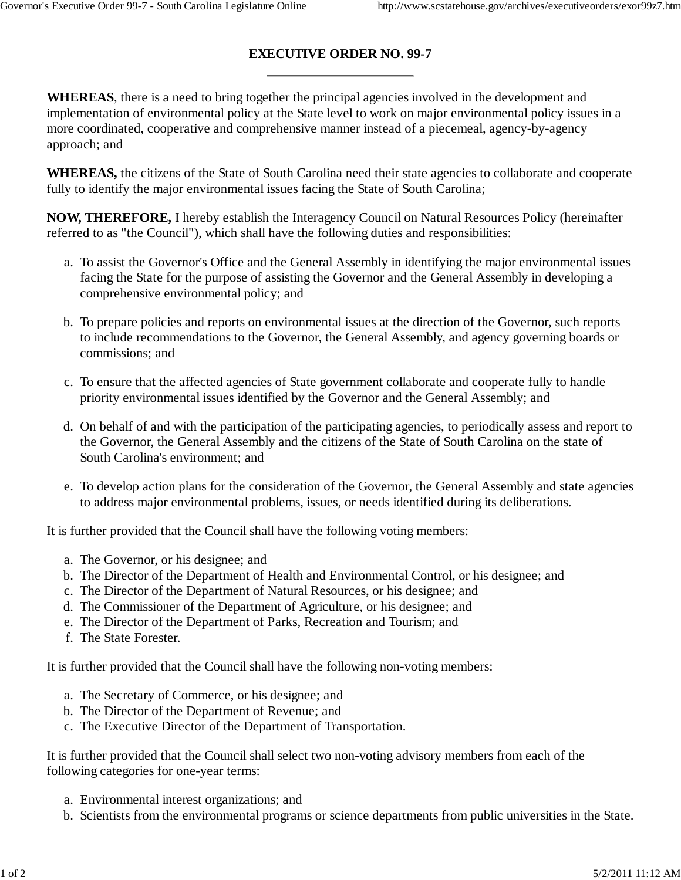# EXECUTIVE ORDER NO. 99-7

---

**WHEREAS**, there is a need to bring together the principal agencies involved in the development and implementation of environmental policy at the State level to work on major environmental policy issues in a more coordinated, cooperative and comprehensive manner instead of a piecemeal, agency-by-agency approach; and

**WHEREAS,** the citizens of the State of South Carolina need their state agencies to collaborate and cooperate fully to identify the major environmental issues facing the State of South Carolina;

**NOW, THEREFORE,** I hereby establish the Interagency Council on Natural Resources Policy (hereinafter referred to as "the Council"), which shall have the following duties and responsibilities:

a. To assist the Governor's Office and the General Assembly in identifying the major environmental issues facing the State for the purpose of assisting the Governor and the General Assembly in developing a comprehensive environmental policy; and

b. To prepare policies and reports on environmental issues at the direction of the Governor, such reports to include recommendations to the Governor, the General Assembly, and agency governing boards or commissions; and

c. To ensure that the affected agencies of State government collaborate and cooperate fully to handle priority environmental issues identified by the Governor and the General Assembly; and

d. On behalf of and with the participation of the participating agencies, to periodically assess and report to the Governor, the General Assembly and the citizens of the State of South Carolina on the state of South Carolina's environment; and

e. To develop action plans for the consideration of the Governor, the General Assembly and state agencies to address major environmental problems, issues, or needs identified during its deliberations.

It is further provided that the Council shall have the following voting members:

a. The Governor, or his designee; and
b. The Director of the Department of Health and Environmental Control, or his designee; and
c. The Director of the Department of Natural Resources, or his designee; and
d. The Commissioner of the Department of Agriculture, or his designee; and
e. The Director of the Department of Parks, Recreation and Tourism; and
f. The State Forester.

It is further provided that the Council shall have the following non-voting members:

a. The Secretary of Commerce, or his designee; and
b. The Director of the Department of Revenue; and
c. The Executive Director of the Department of Transportation.

It is further provided that the Council shall select two non-voting advisory members from each of the following categories for one-year terms:

a. Environmental interest organizations; and
b. Scientists from the environmental programs or science departments from public universities in the State.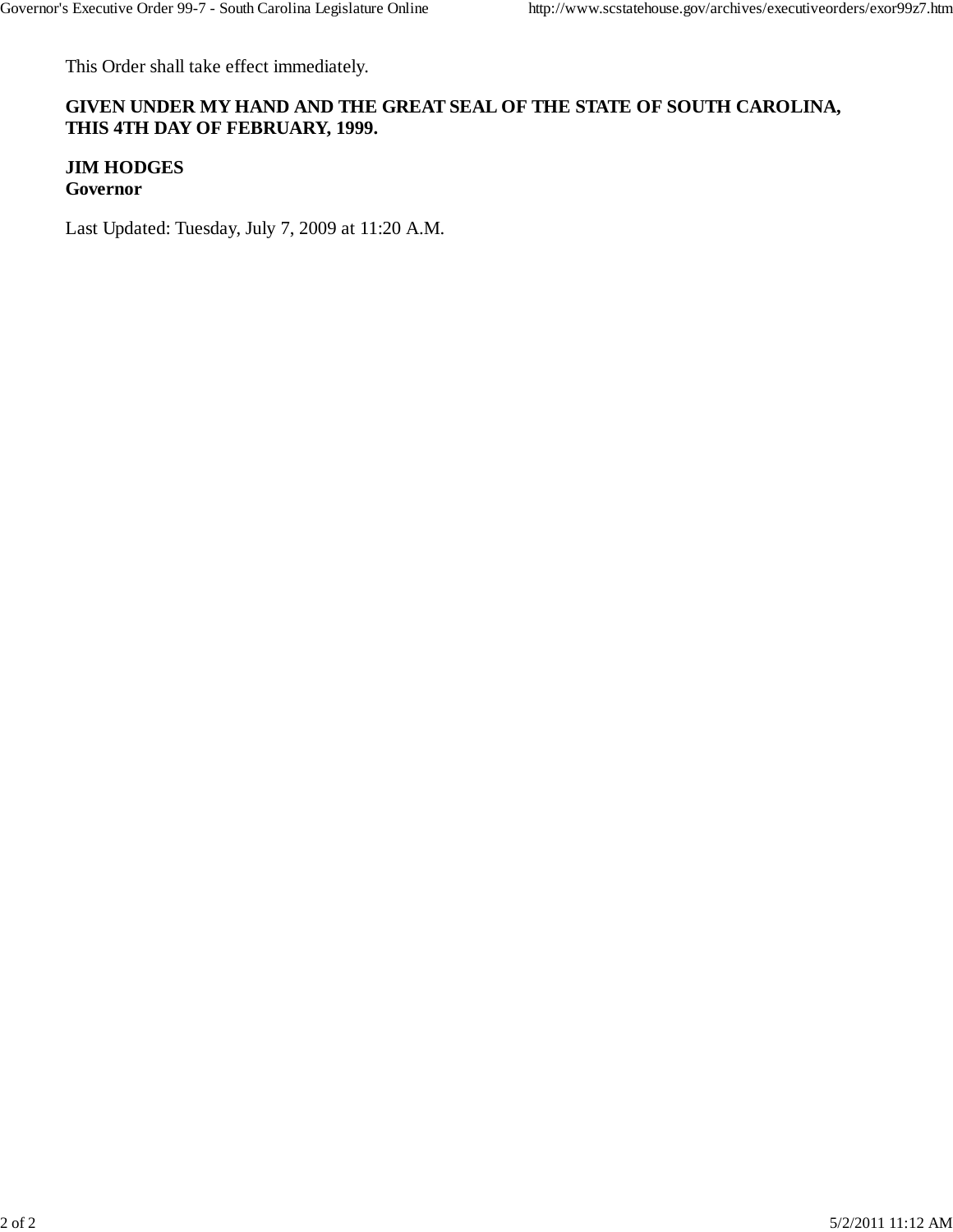This Order shall take effect immediately.

**GIVEN UNDER MY HAND AND THE GREAT SEAL OF THE STATE OF SOUTH CAROLINA, THIS 4TH DAY OF FEBRUARY, 1999.**

**JIM HODGES**
**Governor**

Last Updated: Tuesday, July 7, 2009 at 11:20 A.M.